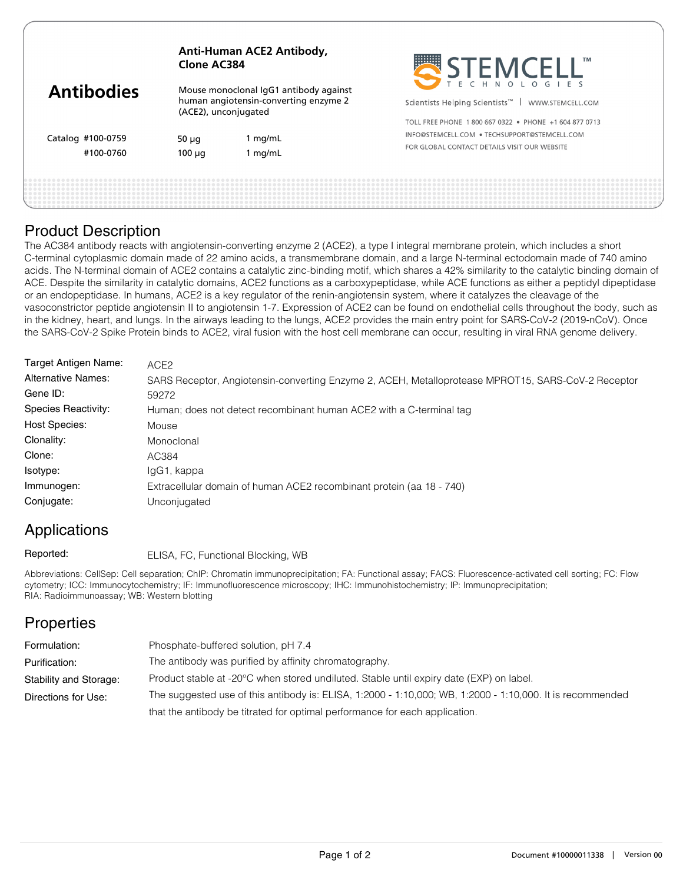# Antibodies

**Anti-Human ACE2 Antibody, Clone AC384**

Mouse monoclonal IgG1 antibody against human angiotensin-converting enzyme 2 (ACE2), unconjugated

| Catalog | | |
|---|---|---|
| #100-0759 | 50 µg | 1 mg/mL |
| #100-0760 | 100 µg | 1 mg/mL |

STEMCELL™ TECHNOLOGIES

Scientists Helping Scientists™ | WWW.STEMCELL.COM

TOLL FREE PHONE 1 800 667 0322 • PHONE +1 604 877 0713
INFO@STEMCELL.COM • TECHSUPPORT@STEMCELL.COM
FOR GLOBAL CONTACT DETAILS VISIT OUR WEBSITE

## Product Description

The AC384 antibody reacts with angiotensin-converting enzyme 2 (ACE2), a type I integral membrane protein, which includes a short C-terminal cytoplasmic domain made of 22 amino acids, a transmembrane domain, and a large N-terminal ectodomain made of 740 amino acids. The N-terminal domain of ACE2 contains a catalytic zinc-binding motif, which shares a 42% similarity to the catalytic binding domain of ACE. Despite the similarity in catalytic domains, ACE2 functions as a carboxypeptidase, while ACE functions as either a peptidyl dipeptidase or an endopeptidase. In humans, ACE2 is a key regulator of the renin-angiotensin system, where it catalyzes the cleavage of the vasoconstrictor peptide angiotensin II to angiotensin 1-7. Expression of ACE2 can be found on endothelial cells throughout the body, such as in the kidney, heart, and lungs. In the airways leading to the lungs, ACE2 provides the main entry point for SARS-CoV-2 (2019-nCoV). Once the SARS-CoV-2 Spike Protein binds to ACE2, viral fusion with the host cell membrane can occur, resulting in viral RNA genome delivery.

| | |
|---|---|
| Target Antigen Name: | ACE2 |
| Alternative Names: | SARS Receptor, Angiotensin-converting Enzyme 2, ACEH, Metalloprotease MPROT15, SARS-CoV-2 Receptor |
| Gene ID: | 59272 |
| Species Reactivity: | Human; does not detect recombinant human ACE2 with a C-terminal tag |
| Host Species: | Mouse |
| Clonality: | Monoclonal |
| Clone: | AC384 |
| Isotype: | IgG1, kappa |
| Immunogen: | Extracellular domain of human ACE2 recombinant protein (aa 18 - 740) |
| Conjugate: | Unconjugated |

## Applications

| | |
|---|---|
| Reported: | ELISA, FC, Functional Blocking, WB |

Abbreviations: CellSep: Cell separation; ChIP: Chromatin immunoprecipitation; FA: Functional assay; FACS: Fluorescence-activated cell sorting; FC: Flow cytometry; ICC: Immunocytochemistry; IF: Immunofluorescence microscopy; IHC: Immunohistochemistry; IP: Immunoprecipitation; RIA: Radioimmunoassay; WB: Western blotting

## Properties

| | |
|---|---|
| Formulation: | Phosphate-buffered solution, pH 7.4 |
| Purification: | The antibody was purified by affinity chromatography. |
| Stability and Storage: | Product stable at -20°C when stored undiluted. Stable until expiry date (EXP) on label. |
| Directions for Use: | The suggested use of this antibody is: ELISA, 1:2000 - 1:10,000; WB, 1:2000 - 1:10,000. It is recommended that the antibody be titrated for optimal performance for each application. |

Document #10000011338 | Version 00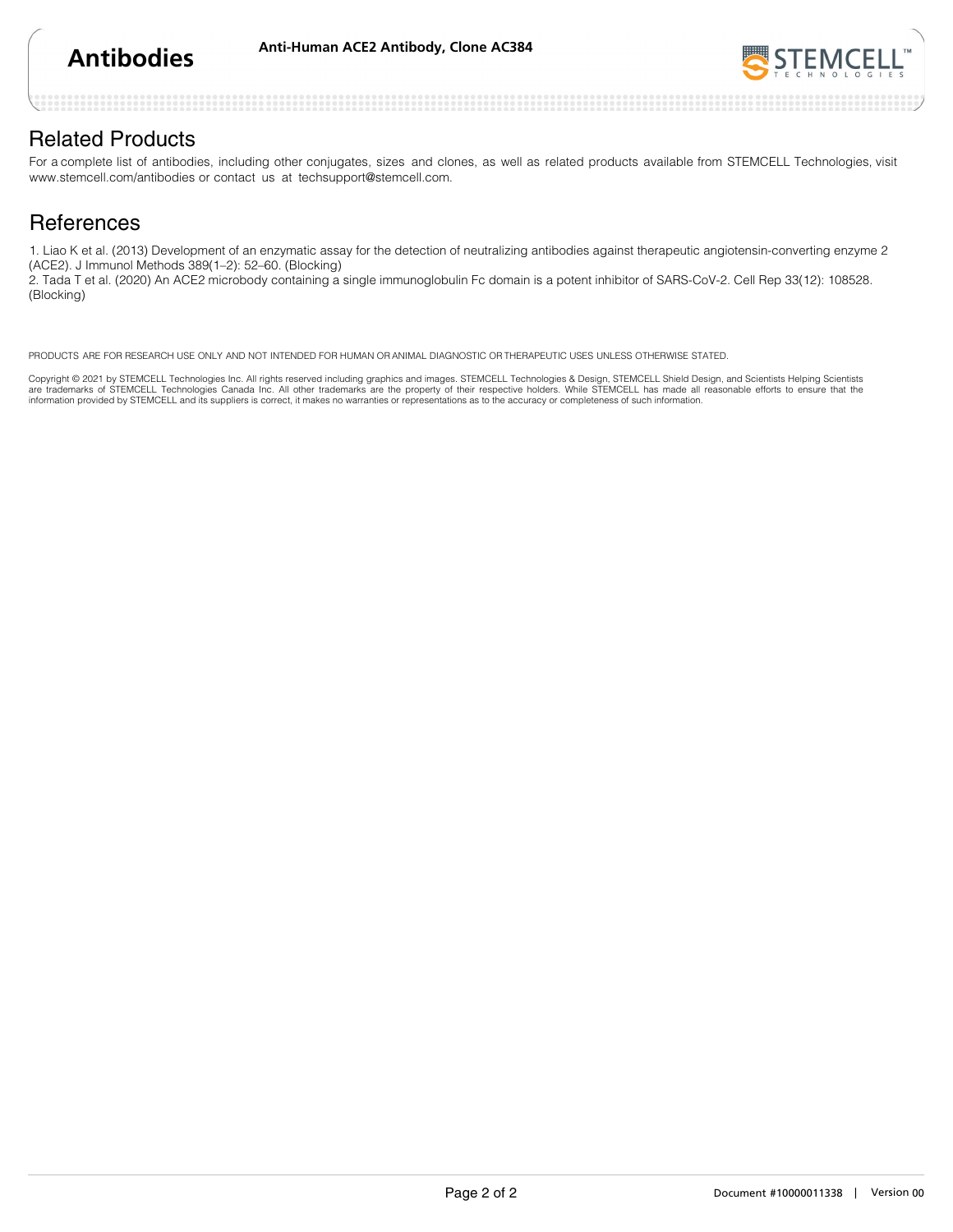## Related Products

For a complete list of antibodies, including other conjugates, sizes and clones, as well as related products available from STEMCELL Technologies, visit www.stemcell.com/antibodies or contact us at techsupport@stemcell.com.

## References

1. Liao K et al. (2013) Development of an enzymatic assay for the detection of neutralizing antibodies against therapeutic angiotensin-converting enzyme 2 (ACE2). J Immunol Methods 389(1–2): 52–60. (Blocking)
2. Tada T et al. (2020) An ACE2 microbody containing a single immunoglobulin Fc domain is a potent inhibitor of SARS-CoV-2. Cell Rep 33(12): 108528. (Blocking)

PRODUCTS ARE FOR RESEARCH USE ONLY AND NOT INTENDED FOR HUMAN OR ANIMAL DIAGNOSTIC OR THERAPEUTIC USES UNLESS OTHERWISE STATED.

Copyright © 2021 by STEMCELL Technologies Inc. All rights reserved including graphics and images. STEMCELL Technologies & Design, STEMCELL Shield Design, and Scientists Helping Scientists are trademarks of STEMCELL Technologies Canada Inc. All other trademarks are the property of their respective holders. While STEMCELL has made all reasonable efforts to ensure that the information provided by STEMCELL and its suppliers is correct, it makes no warranties or representations as to the accuracy or completeness of such information.